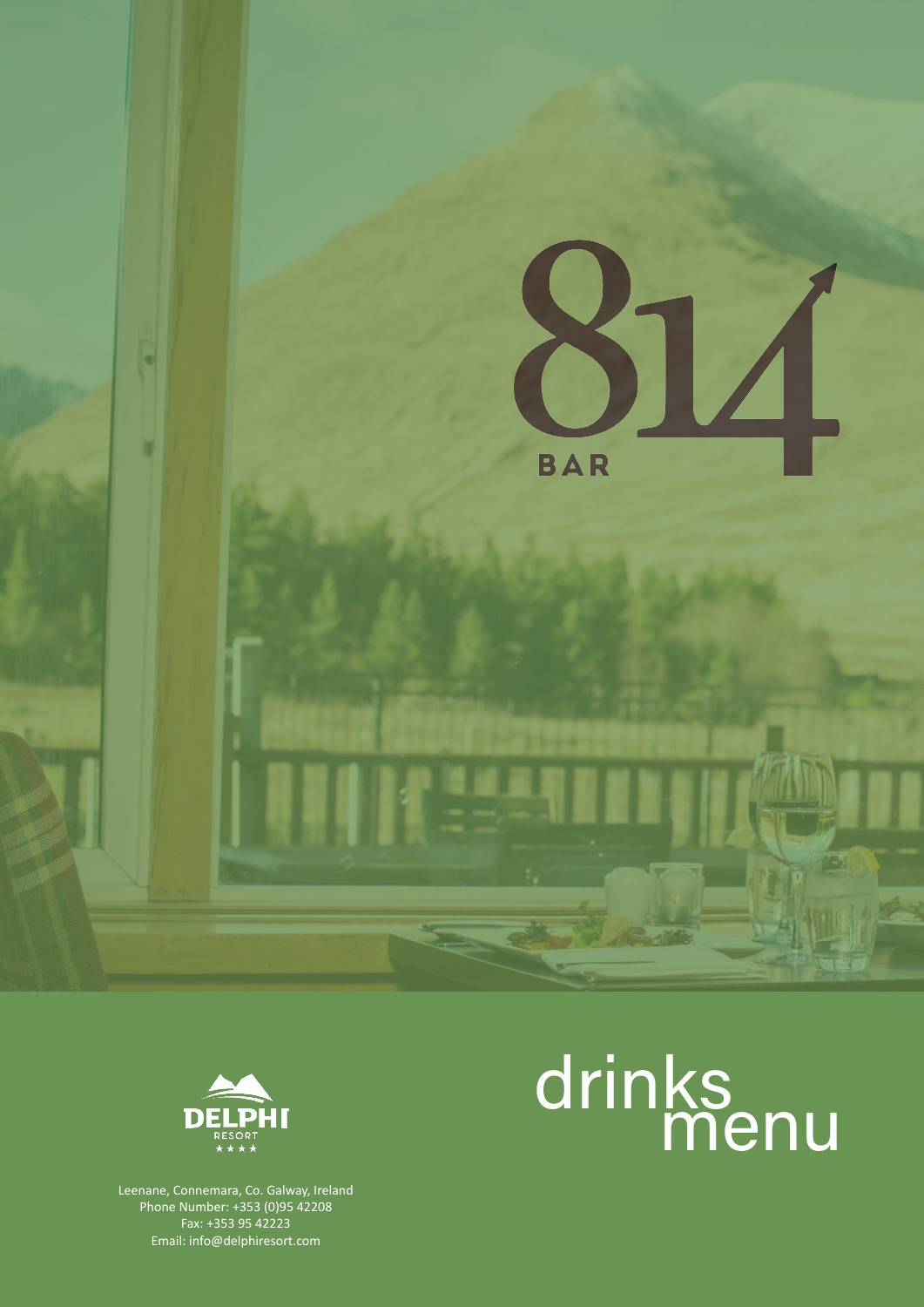# 814 BAR

# drinks menu

DELPHI RESORT ★★★★

Leenane, Connemara, Co. Galway, Ireland
Phone Number: +353 (0)95 42208
Fax: +353 95 42223
Email: info@delphiresort.com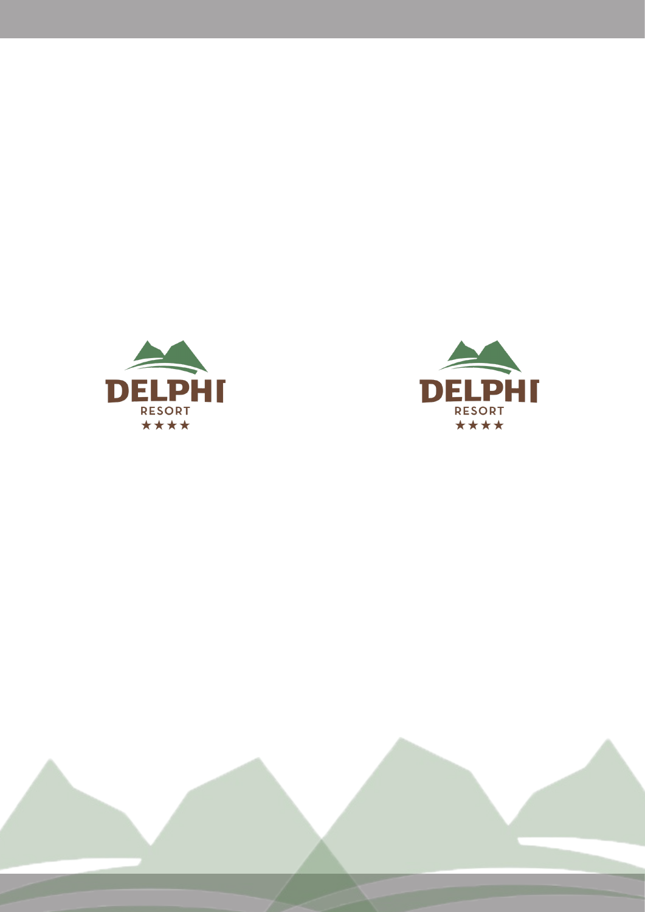DELPHI RESORT ★★★★

DELPHI RESORT ★★★★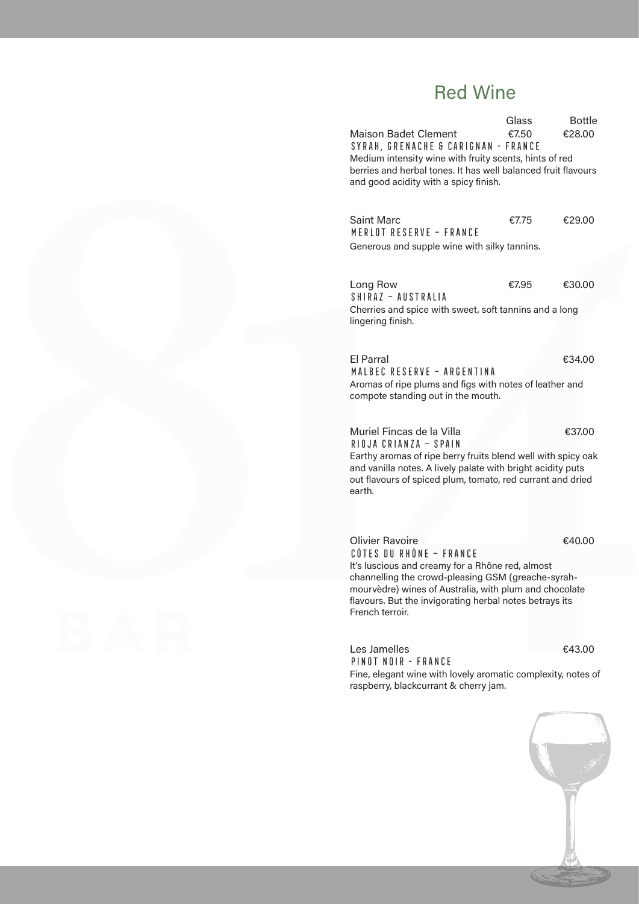# Red Wine

| | Glass | Bottle |
|---|---|---|
| Maison Badet Clement | €7.50 | €28.00 |

SYRAH, GRENACHE & CARIGNAN - FRANCE

Medium intensity wine with fruity scents, hints of red berries and herbal tones. It has well balanced fruit flavours and good acidity with a spicy finish.

| | Glass | Bottle |
|---|---|---|
| Saint Marc | €7.75 | €29.00 |

MERLOT RESERVE – FRANCE

Generous and supple wine with silky tannins.

| | Glass | Bottle |
|---|---|---|
| Long Row | €7.95 | €30.00 |

SHIRAZ – AUSTRALIA

Cherries and spice with sweet, soft tannins and a long lingering finish.

**El Parral** €34.00

MALBEC RESERVE – ARGENTINA

Aromas of ripe plums and figs with notes of leather and compote standing out in the mouth.

**Muriel Fincas de la Villa** €37.00

RIOJA CRIANZA – SPAIN

Earthy aromas of ripe berry fruits blend well with spicy oak and vanilla notes. A lively palate with bright acidity puts out flavours of spiced plum, tomato, red currant and dried earth.

**Olivier Ravoire** €40.00

CÔTES DU RHÔNE – FRANCE

It's luscious and creamy for a Rhône red, almost channelling the crowd-pleasing GSM (greache-syrah-mourvèdre) wines of Australia, with plum and chocolate flavours. But the invigorating herbal notes betrays its French terroir.

**Les Jamelles** €43.00

PINOT NOIR - FRANCE

Fine, elegant wine with lovely aromatic complexity, notes of raspberry, blackcurrant & cherry jam.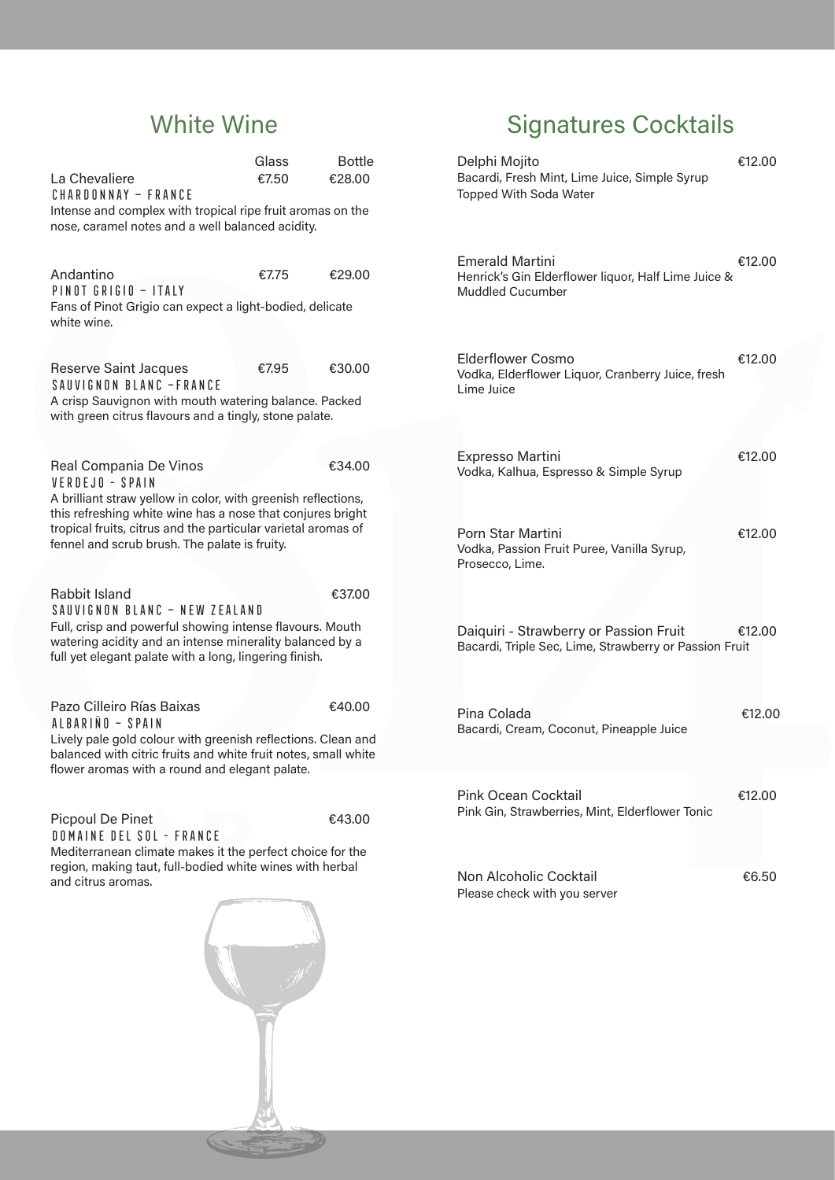## White Wine

| | Glass | Bottle |
|---|---|---|
| **La Chevaliere** | €7.50 | €28.00 |
| **Andantino** | €7.75 | €29.00 |
| **Reserve Saint Jacques** | €7.95 | €30.00 |

**La Chevaliere** — Glass €7.50 / Bottle €28.00
CHARDONNAY – FRANCE
Intense and complex with tropical ripe fruit aromas on the nose, caramel notes and a well balanced acidity.

**Andantino** — €7.75 / €29.00
PINOT GRIGIO – ITALY
Fans of Pinot Grigio can expect a light-bodied, delicate white wine.

**Reserve Saint Jacques** — €7.95 / €30.00
SAUVIGNON BLANC –FRANCE
A crisp Sauvignon with mouth watering balance. Packed with green citrus flavours and a tingly, stone palate.

**Real Compania De Vinos** — €34.00
VERDEJO - SPAIN
A brilliant straw yellow in color, with greenish reflections, this refreshing white wine has a nose that conjures bright tropical fruits, citrus and the particular varietal aromas of fennel and scrub brush. The palate is fruity.

**Rabbit Island** — €37.00
SAUVIGNON BLANC – NEW ZEALAND
Full, crisp and powerful showing intense flavours. Mouth watering acidity and an intense minerality balanced by a full yet elegant palate with a long, lingering finish.

**Pazo Cilleiro Rías Baixas** — €40.00
ALBARIÑO – SPAIN
Lively pale gold colour with greenish reflections. Clean and balanced with citric fruits and white fruit notes, small white flower aromas with a round and elegant palate.

**Picpoul De Pinet** — €43.00
DOMAINE DEL SOL - FRANCE
Mediterranean climate makes it the perfect choice for the region, making taut, full-bodied white wines with herbal and citrus aromas.

## Signatures Cocktails

**Delphi Mojito** — €12.00
Bacardi, Fresh Mint, Lime Juice, Simple Syrup Topped With Soda Water

**Emerald Martini** — €12.00
Henrick's Gin Elderflower liquor, Half Lime Juice & Muddled Cucumber

**Elderflower Cosmo** — €12.00
Vodka, Elderflower Liquor, Cranberry Juice, fresh Lime Juice

**Expresso Martini** — €12.00
Vodka, Kalhua, Espresso & Simple Syrup

**Porn Star Martini** — €12.00
Vodka, Passion Fruit Puree, Vanilla Syrup, Prosecco, Lime.

**Daiquiri - Strawberry or Passion Fruit** — €12.00
Bacardi, Triple Sec, Lime, Strawberry or Passion Fruit

**Pina Colada** — €12.00
Bacardi, Cream, Coconut, Pineapple Juice

**Pink Ocean Cocktail** — €12.00
Pink Gin, Strawberries, Mint, Elderflower Tonic

**Non Alcoholic Cocktail** — €6.50
Please check with you server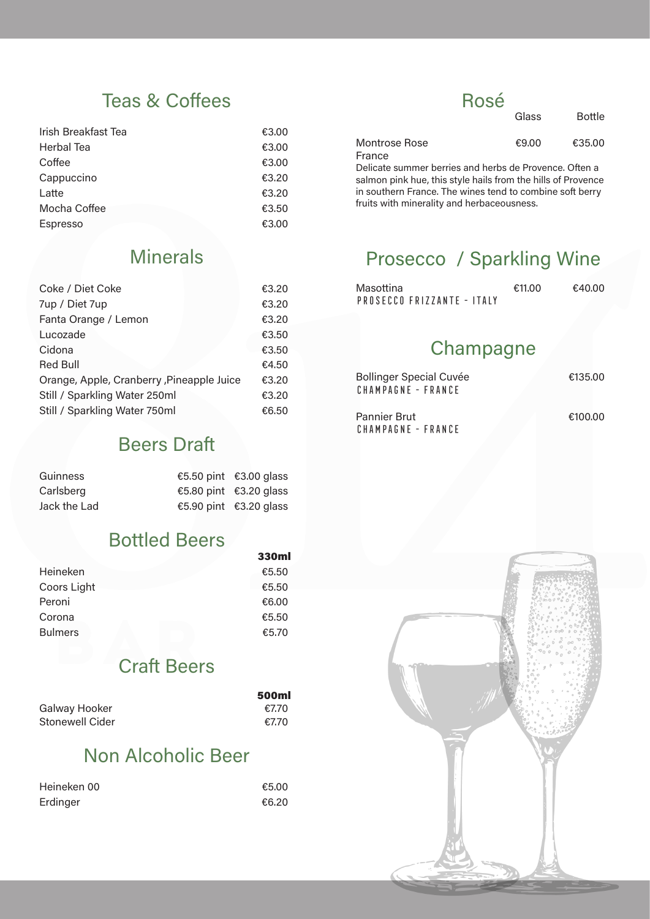## Teas & Coffees

| Item | Price |
|---|---|
| Irish Breakfast Tea | €3.00 |
| Herbal Tea | €3.00 |
| Coffee | €3.00 |
| Cappuccino | €3.20 |
| Latte | €3.20 |
| Mocha Coffee | €3.50 |
| Espresso | €3.00 |

## Minerals

| Item | Price |
|---|---|
| Coke / Diet Coke | €3.20 |
| 7up / Diet 7up | €3.20 |
| Fanta Orange / Lemon | €3.20 |
| Lucozade | €3.50 |
| Cidona | €3.50 |
| Red Bull | €4.50 |
| Orange, Apple, Cranberry ,Pineapple Juice | €3.20 |
| Still / Sparkling Water 250ml | €3.20 |
| Still / Sparkling Water 750ml | €6.50 |

## Beers Draft

| Item | Pint | Glass |
|---|---|---|
| Guinness | €5.50 pint | €3.00 glass |
| Carlsberg | €5.80 pint | €3.20 glass |
| Jack the Lad | €5.90 pint | €3.20 glass |

## Bottled Beers

| Item | 330ml |
|---|---|
| Heineken | €5.50 |
| Coors Light | €5.50 |
| Peroni | €6.00 |
| Corona | €5.50 |
| Bulmers | €5.70 |

## Craft Beers

| Item | 500ml |
|---|---|
| Galway Hooker | €7.70 |
| Stonewell Cider | €7.70 |

## Non Alcoholic Beer

| Item | Price |
|---|---|
| Heineken 00 | €5.00 |
| Erdinger | €6.20 |

## Rosé

| Item | Glass | Bottle |
|---|---|---|
| Montrose Rose<br>France | €9.00 | €35.00 |

Delicate summer berries and herbs de Provence. Often a salmon pink hue, this style hails from the hills of Provence in southern France. The wines tend to combine soft berry fruits with minerality and herbaceousness.

## Prosecco / Sparkling Wine

| Item | Glass | Bottle |
|---|---|---|
| Masottina<br>PROSECCO FRIZZANTE - ITALY | €11.00 | €40.00 |

## Champagne

| Item | Bottle |
|---|---|
| Bollinger Special Cuvée<br>CHAMPAGNE - FRANCE | €135.00 |
| Pannier Brut<br>CHAMPAGNE - FRANCE | €100.00 |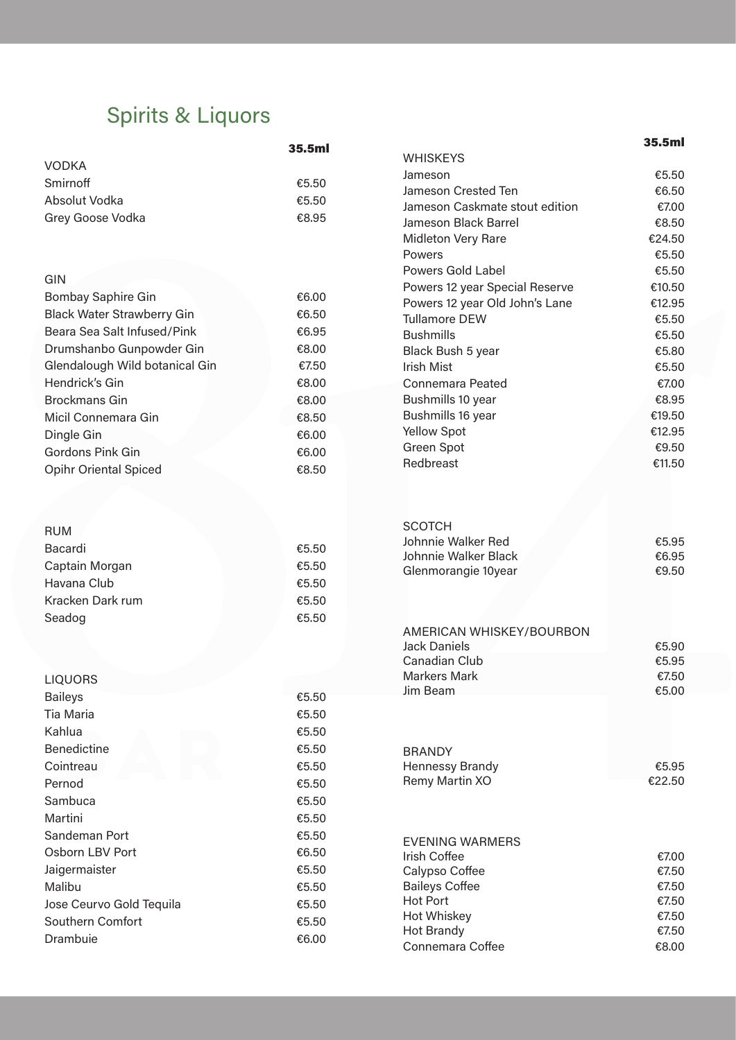# Spirits & Liquors

| VODKA | 35.5ml |
|---|---|
| Smirnoff | €5.50 |
| Absolut Vodka | €5.50 |
| Grey Goose Vodka | €8.95 |

| GIN | |
|---|---|
| Bombay Saphire Gin | €6.00 |
| Black Water Strawberry Gin | €6.50 |
| Beara Sea Salt Infused/Pink | €6.95 |
| Drumshanbo Gunpowder Gin | €8.00 |
| Glendalough Wild botanical Gin | €7.50 |
| Hendrick's Gin | €8.00 |
| Brockmans Gin | €8.00 |
| Micil Connemara Gin | €8.50 |
| Dingle Gin | €6.00 |
| Gordons Pink Gin | €6.00 |
| Opihr Oriental Spiced | €8.50 |

| RUM | |
|---|---|
| Bacardi | €5.50 |
| Captain Morgan | €5.50 |
| Havana Club | €5.50 |
| Kracken Dark rum | €5.50 |
| Seadog | €5.50 |

| LIQUORS | |
|---|---|
| Baileys | €5.50 |
| Tia Maria | €5.50 |
| Kahlua | €5.50 |
| Benedictine | €5.50 |
| Cointreau | €5.50 |
| Pernod | €5.50 |
| Sambuca | €5.50 |
| Martini | €5.50 |
| Sandeman Port | €5.50 |
| Osborn LBV Port | €6.50 |
| Jaigermaister | €5.50 |
| Malibu | €5.50 |
| Jose Ceurvo Gold Tequila | €5.50 |
| Southern Comfort | €5.50 |
| Drambuie | €6.00 |

| WHISKEYS | 35.5ml |
|---|---|
| Jameson | €5.50 |
| Jameson Crested Ten | €6.50 |
| Jameson Caskmate stout edition | €7.00 |
| Jameson Black Barrel | €8.50 |
| Midleton Very Rare | €24.50 |
| Powers | €5.50 |
| Powers Gold Label | €5.50 |
| Powers 12 year Special Reserve | €10.50 |
| Powers 12 year Old John's Lane | €12.95 |
| Tullamore DEW | €5.50 |
| Bushmills | €5.50 |
| Black Bush 5 year | €5.80 |
| Irish Mist | €5.50 |
| Connemara Peated | €7.00 |
| Bushmills 10 year | €8.95 |
| Bushmills 16 year | €19.50 |
| Yellow Spot | €12.95 |
| Green Spot | €9.50 |
| Redbreast | €11.50 |

| SCOTCH | |
|---|---|
| Johnnie Walker Red | €5.95 |
| Johnnie Walker Black | €6.95 |
| Glenmorangie 10year | €9.50 |

| AMERICAN WHISKEY/BOURBON | |
|---|---|
| Jack Daniels | €5.90 |
| Canadian Club | €5.95 |
| Markers Mark | €7.50 |
| Jim Beam | €5.00 |

| BRANDY | |
|---|---|
| Hennessy Brandy | €5.95 |
| Remy Martin XO | €22.50 |

| EVENING WARMERS | |
|---|---|
| Irish Coffee | €7.00 |
| Calypso Coffee | €7.50 |
| Baileys Coffee | €7.50 |
| Hot Port | €7.50 |
| Hot Whiskey | €7.50 |
| Hot Brandy | €7.50 |
| Connemara Coffee | €8.00 |